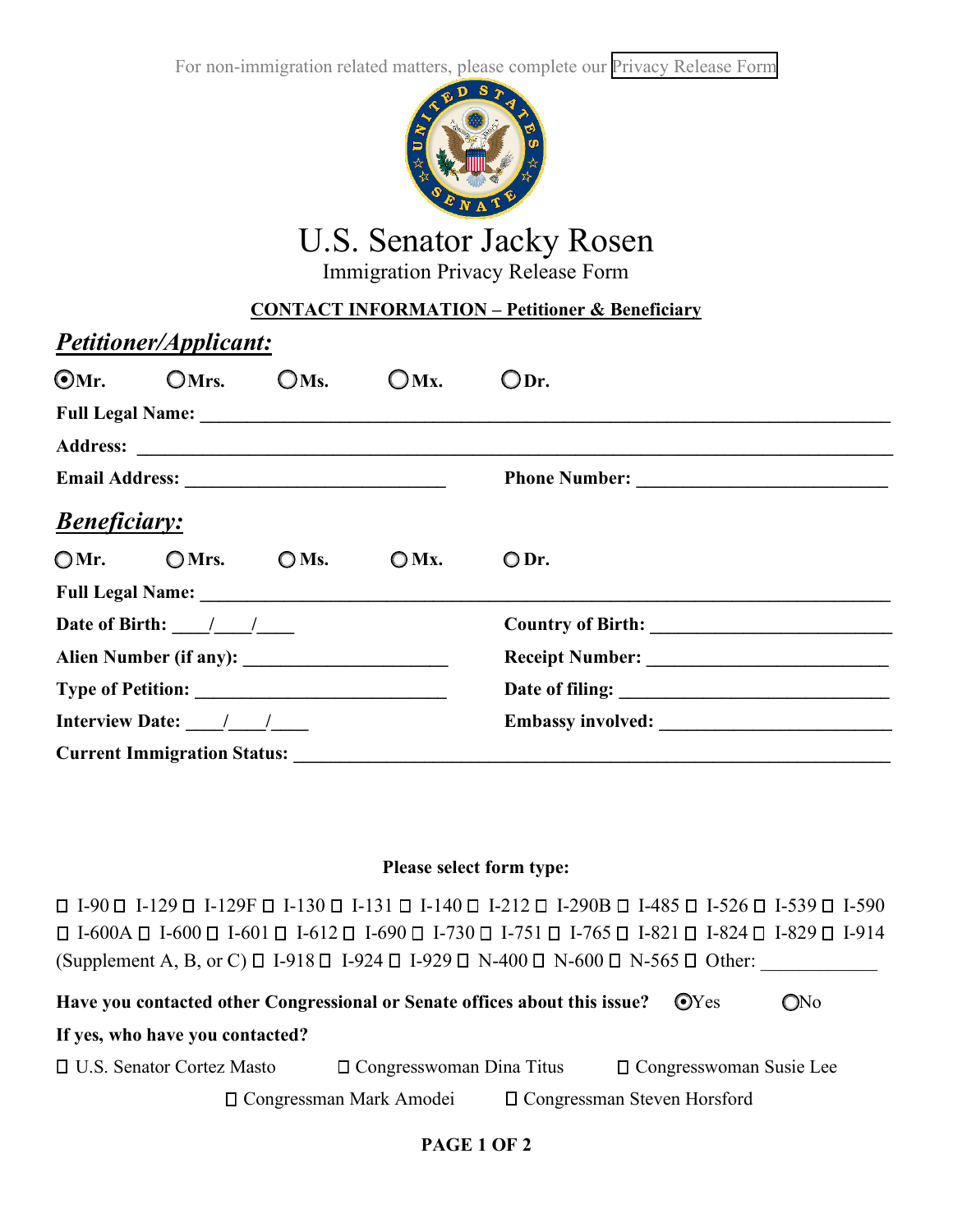For non-immigration related matters, please complete our Privacy Release Form

# U.S. Senator Jacky Rosen

## Immigration Privacy Release Form

**CONTACT INFORMATION – Petitioner & Beneficiary**

### ***Petitioner/Applicant:***

◉ **Mr.** ○ **Mrs.** ○ **Ms.** ○ **Mx.** ○ **Dr.**

**Full Legal Name:** ______________________________

**Address:** ______________________________

**Email Address:** ______________________________ **Phone Number:** ______________________________

### ***Beneficiary:***

○ **Mr.** ○ **Mrs.** ○ **Ms.** ○ **Mx.** ○ **Dr.**

**Full Legal Name:** ______________________________

**Date of Birth:** ____/____/____ **Country of Birth:** ______________________________

**Alien Number (if any):** ______________________________ **Receipt Number:** ______________________________

**Type of Petition:** ______________________________ **Date of filing:** ______________________________

**Interview Date:** ____/____/____ **Embassy involved:** ______________________________

**Current Immigration Status:** ______________________________

**Please select form type:**

☐ I-90 ☐ I-129 ☐ I-129F ☐ I-130 ☐ I-131 ☐ I-140 ☐ I-212 ☐ I-290B ☐ I-485 ☐ I-526 ☐ I-539 ☐ I-590 ☐ I-600A ☐ I-600 ☐ I-601 ☐ I-612 ☐ I-690 ☐ I-730 ☐ I-751 ☐ I-765 ☐ I-821 ☐ I-824 ☐ I-829 ☐ I-914 (Supplement A, B, or C) ☐ I-918 ☐ I-924 ☐ I-929 ☐ N-400 ☐ N-600 ☐ N-565 ☐ Other: ____________

**Have you contacted other Congressional or Senate offices about this issue?** ◉ Yes ○ No

**If yes, who have you contacted?**

☐ U.S. Senator Cortez Masto ☐ Congresswoman Dina Titus ☐ Congresswoman Susie Lee ☐ Congressman Mark Amodei ☐ Congressman Steven Horsford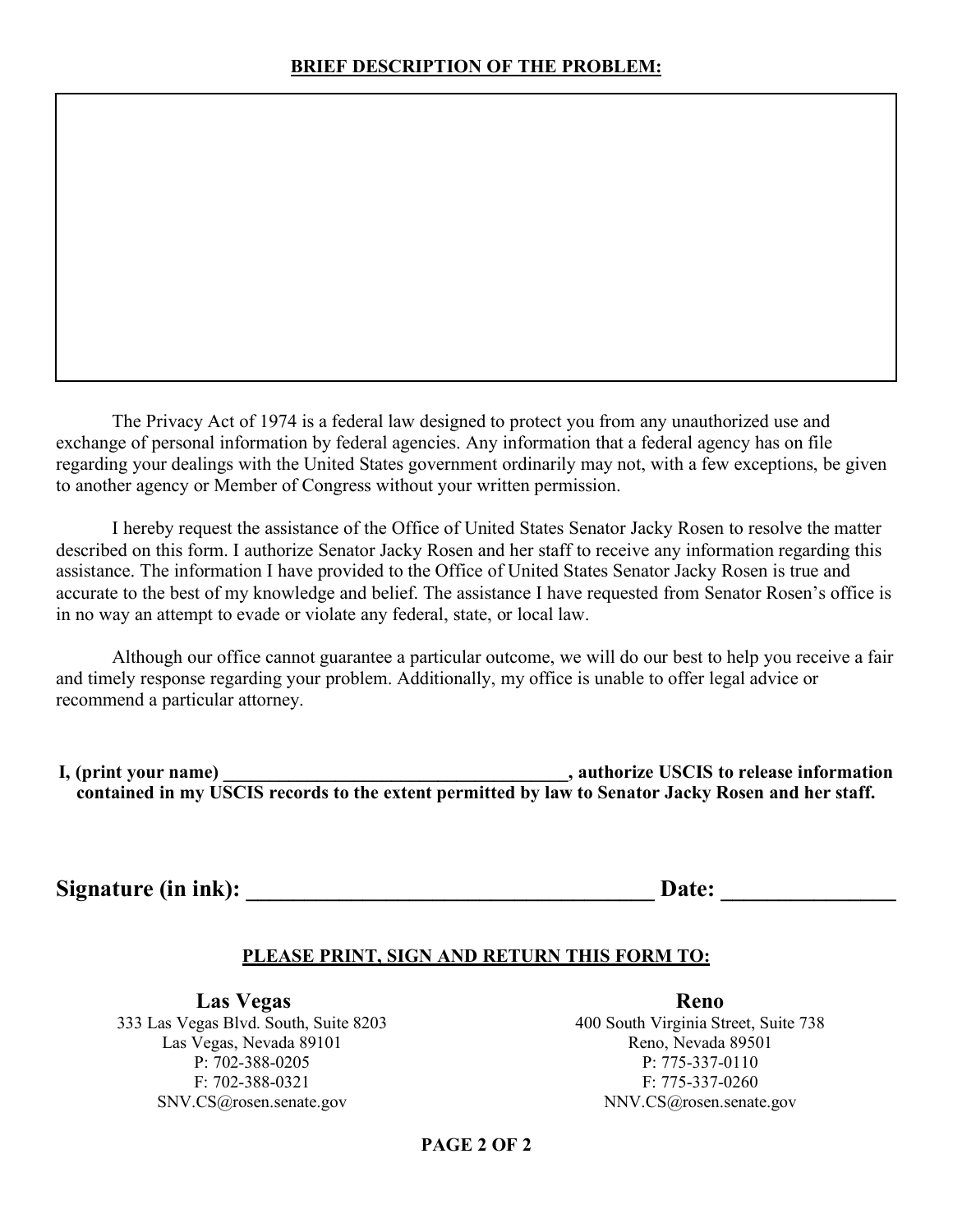**BRIEF DESCRIPTION OF THE PROBLEM:**

| |
|---|
| |

The Privacy Act of 1974 is a federal law designed to protect you from any unauthorized use and exchange of personal information by federal agencies. Any information that a federal agency has on file regarding your dealings with the United States government ordinarily may not, with a few exceptions, be given to another agency or Member of Congress without your written permission.

I hereby request the assistance of the Office of United States Senator Jacky Rosen to resolve the matter described on this form. I authorize Senator Jacky Rosen and her staff to receive any information regarding this assistance. The information I have provided to the Office of United States Senator Jacky Rosen is true and accurate to the best of my knowledge and belief. The assistance I have requested from Senator Rosen's office is in no way an attempt to evade or violate any federal, state, or local law.

Although our office cannot guarantee a particular outcome, we will do our best to help you receive a fair and timely response regarding your problem. Additionally, my office is unable to offer legal advice or recommend a particular attorney.

**I, (print your name) \_\_\_\_\_\_\_\_\_\_\_\_\_\_\_\_\_\_\_\_\_\_\_\_\_\_\_\_\_\_\_\_\_\_\_\_\_\_, authorize USCIS to release information contained in my USCIS records to the extent permitted by law to Senator Jacky Rosen and her staff.**

**Signature (in ink): \_\_\_\_\_\_\_\_\_\_\_\_\_\_\_\_\_\_\_\_\_\_\_\_\_\_\_\_\_\_\_\_\_\_\_\_\_\_ Date: \_\_\_\_\_\_\_\_\_\_\_\_\_\_\_\_**

**PLEASE PRINT, SIGN AND RETURN THIS FORM TO:**

**Las Vegas**
333 Las Vegas Blvd. South, Suite 8203
Las Vegas, Nevada 89101
P: 702-388-0205
F: 702-388-0321
SNV.CS@rosen.senate.gov

**Reno**
400 South Virginia Street, Suite 738
Reno, Nevada 89501
P: 775-337-0110
F: 775-337-0260
NNV.CS@rosen.senate.gov